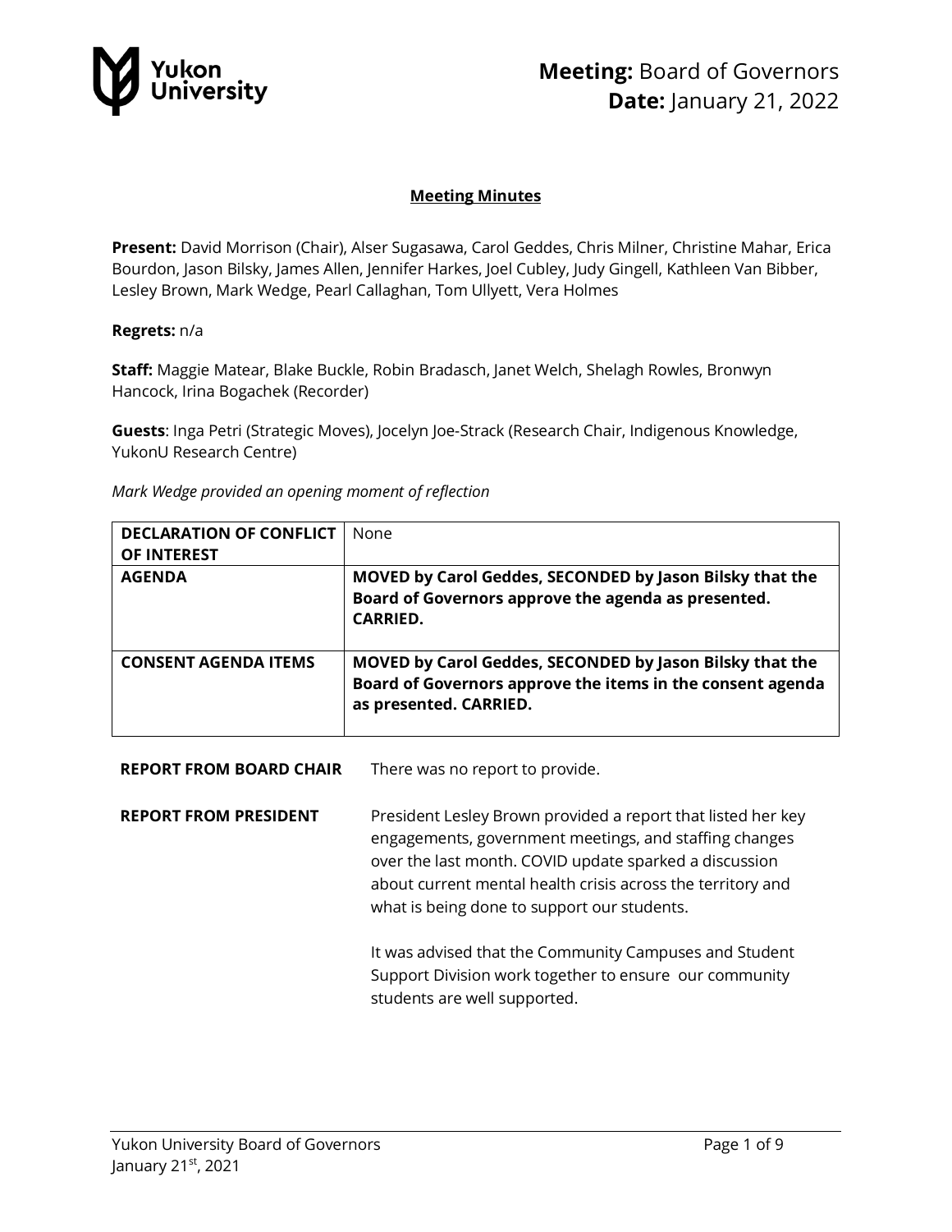**Meeting:** Board of Governors
**Date:** January 21, 2022

## Meeting Minutes

**Present:** David Morrison (Chair), Alser Sugasawa, Carol Geddes, Chris Milner, Christine Mahar, Erica Bourdon, Jason Bilsky, James Allen, Jennifer Harkes, Joel Cubley, Judy Gingell, Kathleen Van Bibber, Lesley Brown, Mark Wedge, Pearl Callaghan, Tom Ullyett, Vera Holmes

**Regrets:** n/a

**Staff:** Maggie Matear, Blake Buckle, Robin Bradasch, Janet Welch, Shelagh Rowles, Bronwyn Hancock, Irina Bogachek (Recorder)

**Guests**: Inga Petri (Strategic Moves), Jocelyn Joe-Strack (Research Chair, Indigenous Knowledge, YukonU Research Centre)

*Mark Wedge provided an opening moment of reflection*

| **DECLARATION OF CONFLICT OF INTEREST** | None |
|---|---|
| **AGENDA** | **MOVED by Carol Geddes, SECONDED by Jason Bilsky that the Board of Governors approve the agenda as presented. CARRIED.** |
| **CONSENT AGENDA ITEMS** | **MOVED by Carol Geddes, SECONDED by Jason Bilsky that the Board of Governors approve the items in the consent agenda as presented. CARRIED.** |

**REPORT FROM BOARD CHAIR**

There was no report to provide.

**REPORT FROM PRESIDENT**

President Lesley Brown provided a report that listed her key engagements, government meetings, and staffing changes over the last month. COVID update sparked a discussion about current mental health crisis across the territory and what is being done to support our students.

It was advised that the Community Campuses and Student Support Division work together to ensure our community students are well supported.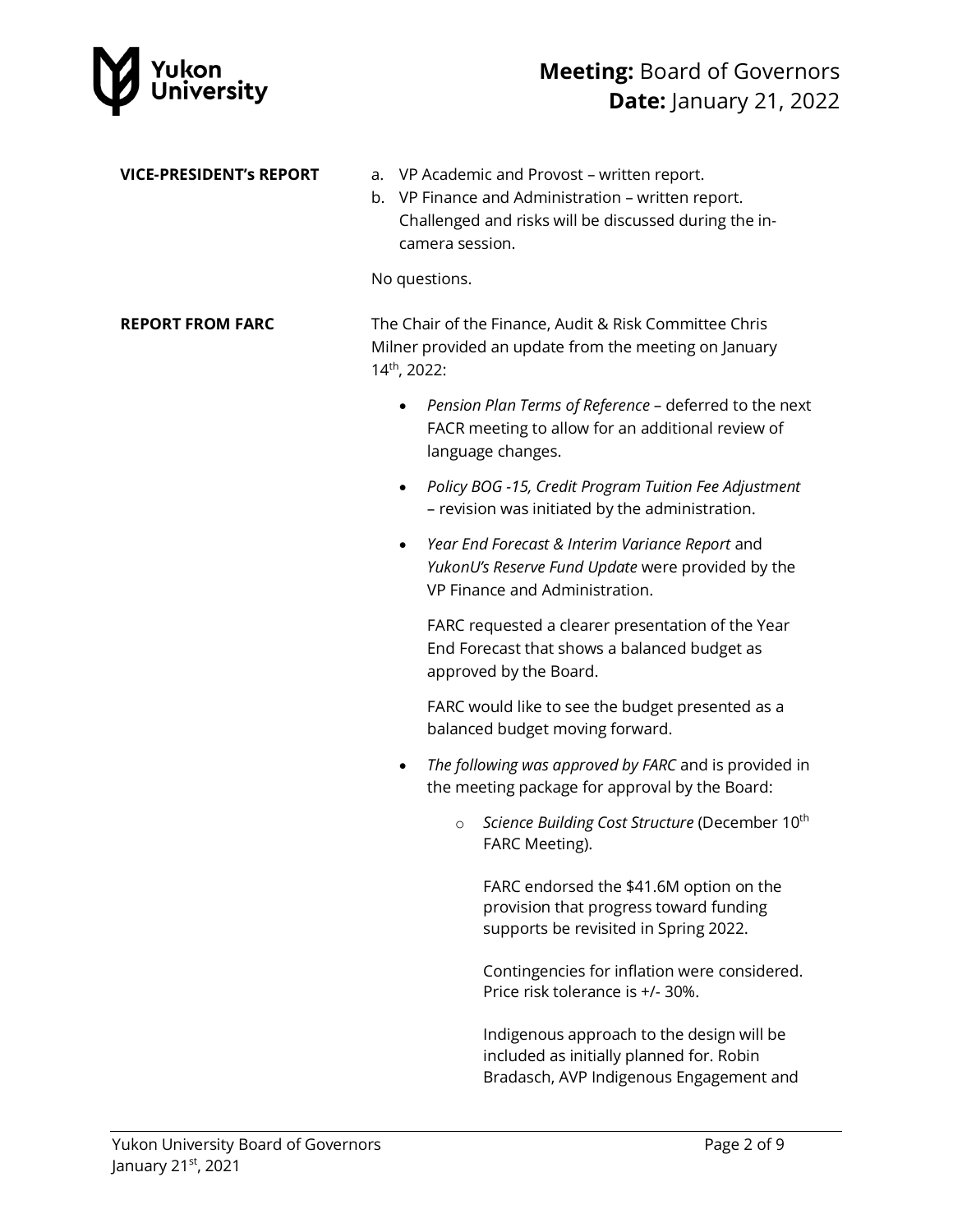**VICE-PRESIDENT's REPORT**

a. VP Academic and Provost – written report.
b. VP Finance and Administration – written report. Challenged and risks will be discussed during the in-camera session.

No questions.

**REPORT FROM FARC**

The Chair of the Finance, Audit & Risk Committee Chris Milner provided an update from the meeting on January 14th, 2022:

- *Pension Plan Terms of Reference* – deferred to the next FACR meeting to allow for an additional review of language changes.
- *Policy BOG -15, Credit Program Tuition Fee Adjustment* – revision was initiated by the administration.
- *Year End Forecast & Interim Variance Report* and *YukonU's Reserve Fund Update* were provided by the VP Finance and Administration.

  FARC requested a clearer presentation of the Year End Forecast that shows a balanced budget as approved by the Board.

  FARC would like to see the budget presented as a balanced budget moving forward.

- *The following was approved by FARC* and is provided in the meeting package for approval by the Board:
  - *Science Building Cost Structure* (December 10th FARC Meeting).

    FARC endorsed the $41.6M option on the provision that progress toward funding supports be revisited in Spring 2022.

    Contingencies for inflation were considered. Price risk tolerance is +/- 30%.

    Indigenous approach to the design will be included as initially planned for. Robin Bradasch, AVP Indigenous Engagement and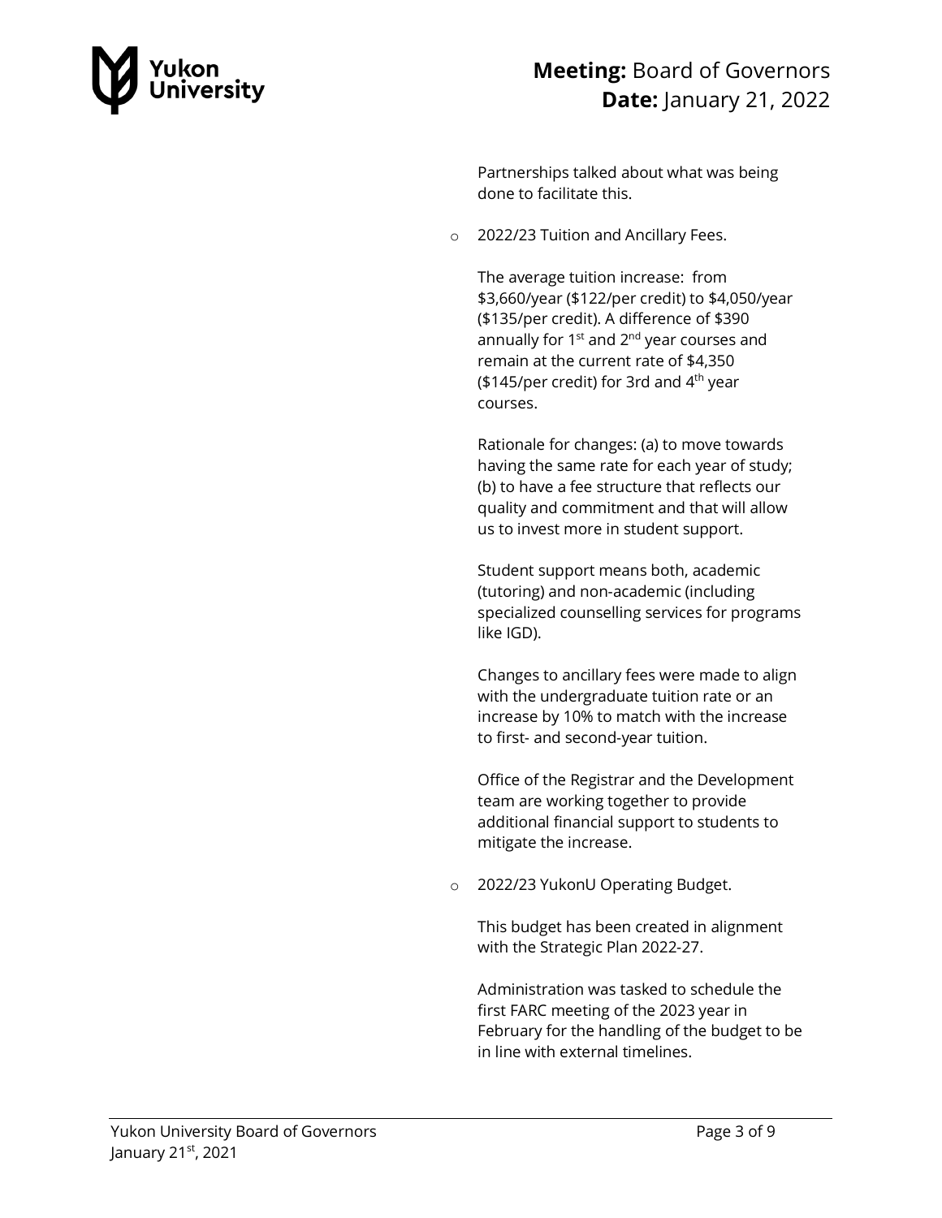Partnerships talked about what was being done to facilitate this.

- 2022/23 Tuition and Ancillary Fees.

  The average tuition increase: from \$3,660/year (\$122/per credit) to \$4,050/year (\$135/per credit). A difference of \$390 annually for 1st and 2nd year courses and remain at the current rate of \$4,350 (\$145/per credit) for 3rd and 4th year courses.

  Rationale for changes: (a) to move towards having the same rate for each year of study; (b) to have a fee structure that reflects our quality and commitment and that will allow us to invest more in student support.

  Student support means both, academic (tutoring) and non-academic (including specialized counselling services for programs like IGD).

  Changes to ancillary fees were made to align with the undergraduate tuition rate or an increase by 10% to match with the increase to first- and second-year tuition.

  Office of the Registrar and the Development team are working together to provide additional financial support to students to mitigate the increase.

- 2022/23 YukonU Operating Budget.

  This budget has been created in alignment with the Strategic Plan 2022-27.

  Administration was tasked to schedule the first FARC meeting of the 2023 year in February for the handling of the budget to be in line with external timelines.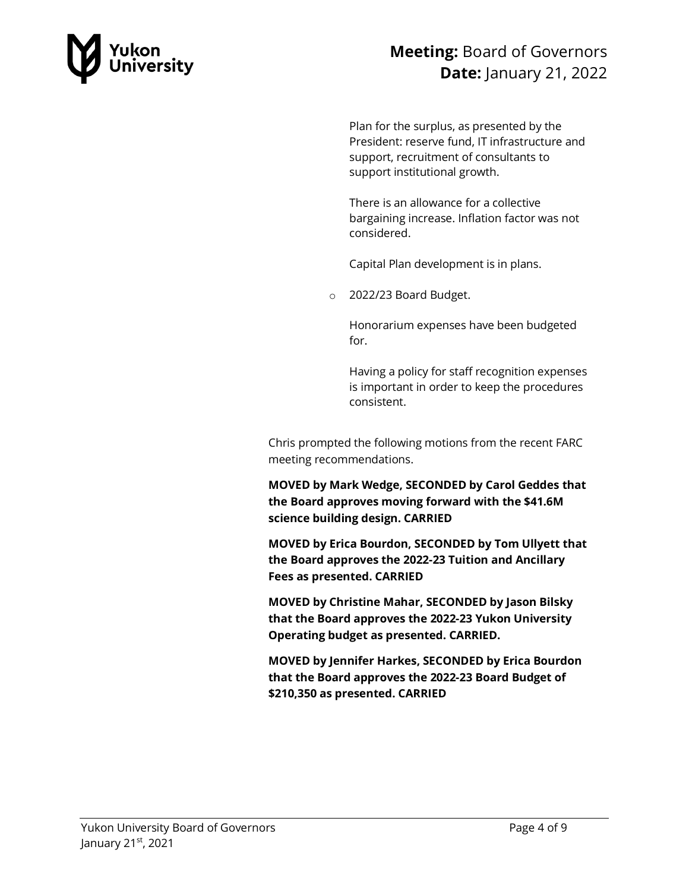Plan for the surplus, as presented by the President: reserve fund, IT infrastructure and support, recruitment of consultants to support institutional growth.

There is an allowance for a collective bargaining increase. Inflation factor was not considered.

Capital Plan development is in plans.

- 2022/23 Board Budget.

  Honorarium expenses have been budgeted for.

  Having a policy for staff recognition expenses is important in order to keep the procedures consistent.

Chris prompted the following motions from the recent FARC meeting recommendations.

**MOVED by Mark Wedge, SECONDED by Carol Geddes that the Board approves moving forward with the $41.6M science building design. CARRIED**

**MOVED by Erica Bourdon, SECONDED by Tom Ullyett that the Board approves the 2022-23 Tuition and Ancillary Fees as presented. CARRIED**

**MOVED by Christine Mahar, SECONDED by Jason Bilsky that the Board approves the 2022-23 Yukon University Operating budget as presented. CARRIED.**

**MOVED by Jennifer Harkes, SECONDED by Erica Bourdon that the Board approves the 2022-23 Board Budget of $210,350 as presented. CARRIED**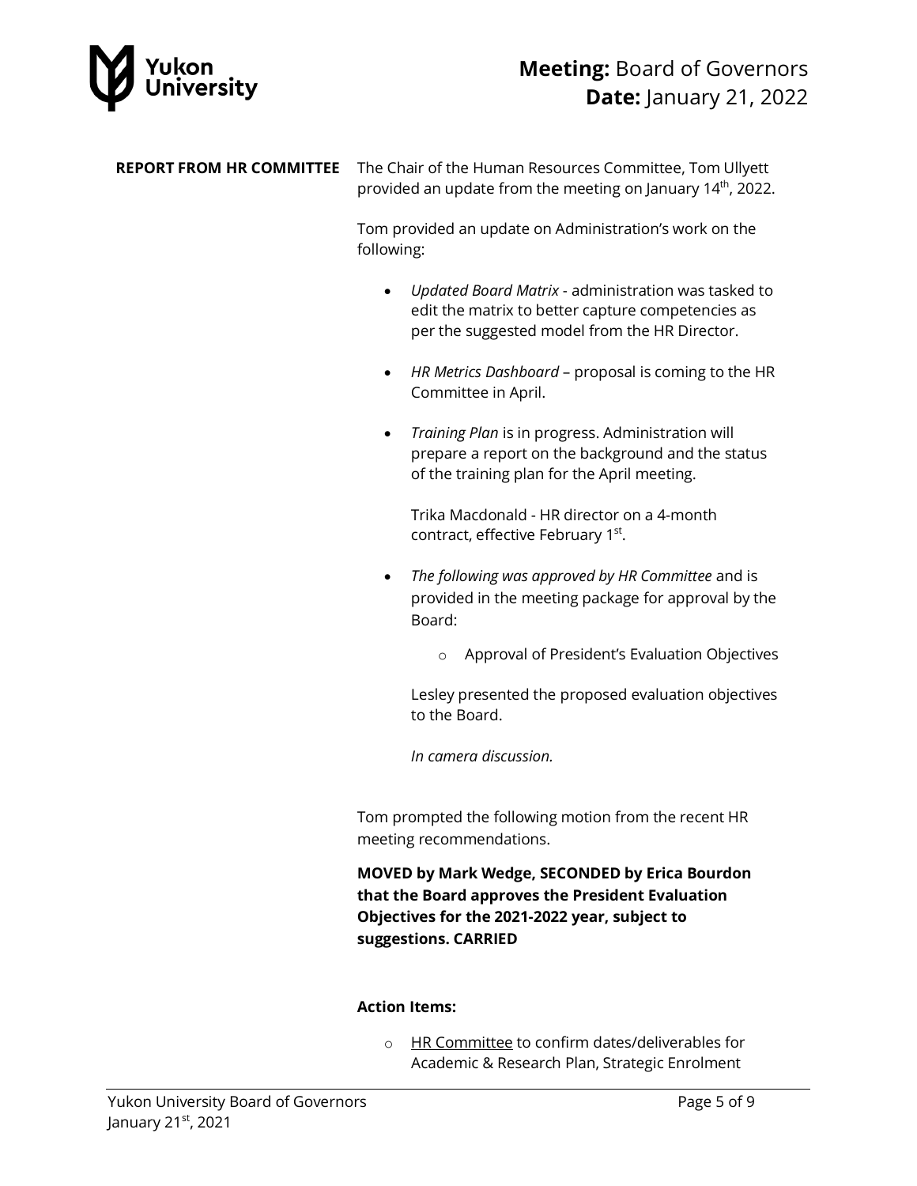**REPORT FROM HR COMMITTEE**

The Chair of the Human Resources Committee, Tom Ullyett provided an update from the meeting on January 14th, 2022.

Tom provided an update on Administration's work on the following:

- *Updated Board Matrix* - administration was tasked to edit the matrix to better capture competencies as per the suggested model from the HR Director.
- *HR Metrics Dashboard* – proposal is coming to the HR Committee in April.
- *Training Plan* is in progress. Administration will prepare a report on the background and the status of the training plan for the April meeting.

  Trika Macdonald - HR director on a 4-month contract, effective February 1st.

- *The following was approved by HR Committee* and is provided in the meeting package for approval by the Board:
  - Approval of President's Evaluation Objectives

  Lesley presented the proposed evaluation objectives to the Board.

  *In camera discussion.*

Tom prompted the following motion from the recent HR meeting recommendations.

**MOVED by Mark Wedge, SECONDED by Erica Bourdon that the Board approves the President Evaluation Objectives for the 2021-2022 year, subject to suggestions. CARRIED**

**Action Items:**

- HR Committee to confirm dates/deliverables for Academic & Research Plan, Strategic Enrolment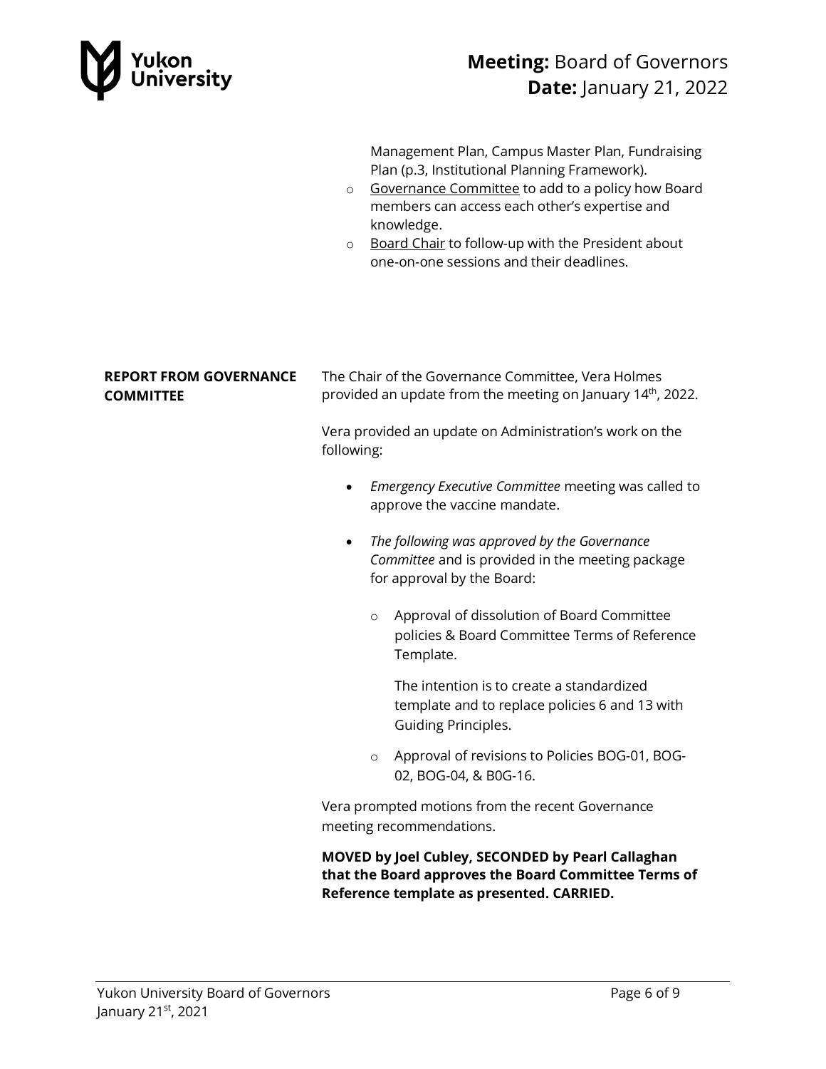Management Plan, Campus Master Plan, Fundraising Plan (p.3, Institutional Planning Framework).

- Governance Committee to add to a policy how Board members can access each other's expertise and knowledge.
- Board Chair to follow-up with the President about one-on-one sessions and their deadlines.

**REPORT FROM GOVERNANCE COMMITTEE**

The Chair of the Governance Committee, Vera Holmes provided an update from the meeting on January 14th, 2022.

Vera provided an update on Administration's work on the following:

- *Emergency Executive Committee* meeting was called to approve the vaccine mandate.

- *The following was approved by the Governance Committee* and is provided in the meeting package for approval by the Board:

  - Approval of dissolution of Board Committee policies & Board Committee Terms of Reference Template.

    The intention is to create a standardized template and to replace policies 6 and 13 with Guiding Principles.

  - Approval of revisions to Policies BOG-01, BOG-02, BOG-04, & B0G-16.

Vera prompted motions from the recent Governance meeting recommendations.

**MOVED by Joel Cubley, SECONDED by Pearl Callaghan that the Board approves the Board Committee Terms of Reference template as presented. CARRIED.**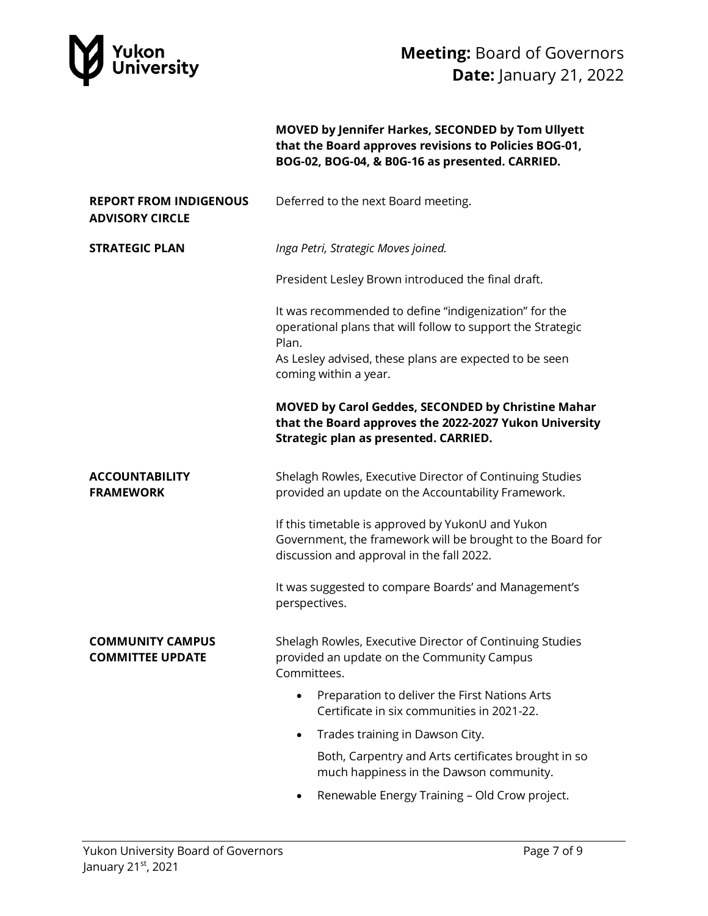**MOVED by Jennifer Harkes, SECONDED by Tom Ullyett that the Board approves revisions to Policies BOG-01, BOG-02, BOG-04, & B0G-16 as presented. CARRIED.**

**REPORT FROM INDIGENOUS ADVISORY CIRCLE**

Deferred to the next Board meeting.

**STRATEGIC PLAN**

*Inga Petri, Strategic Moves joined.*

President Lesley Brown introduced the final draft.

It was recommended to define "indigenization" for the operational plans that will follow to support the Strategic Plan.
As Lesley advised, these plans are expected to be seen coming within a year.

**MOVED by Carol Geddes, SECONDED by Christine Mahar that the Board approves the 2022-2027 Yukon University Strategic plan as presented. CARRIED.**

**ACCOUNTABILITY FRAMEWORK**

Shelagh Rowles, Executive Director of Continuing Studies provided an update on the Accountability Framework.

If this timetable is approved by YukonU and Yukon Government, the framework will be brought to the Board for discussion and approval in the fall 2022.

It was suggested to compare Boards' and Management's perspectives.

**COMMUNITY CAMPUS COMMITTEE UPDATE**

Shelagh Rowles, Executive Director of Continuing Studies provided an update on the Community Campus Committees.

- Preparation to deliver the First Nations Arts Certificate in six communities in 2021-22.
- Trades training in Dawson City.

  Both, Carpentry and Arts certificates brought in so much happiness in the Dawson community.
- Renewable Energy Training – Old Crow project.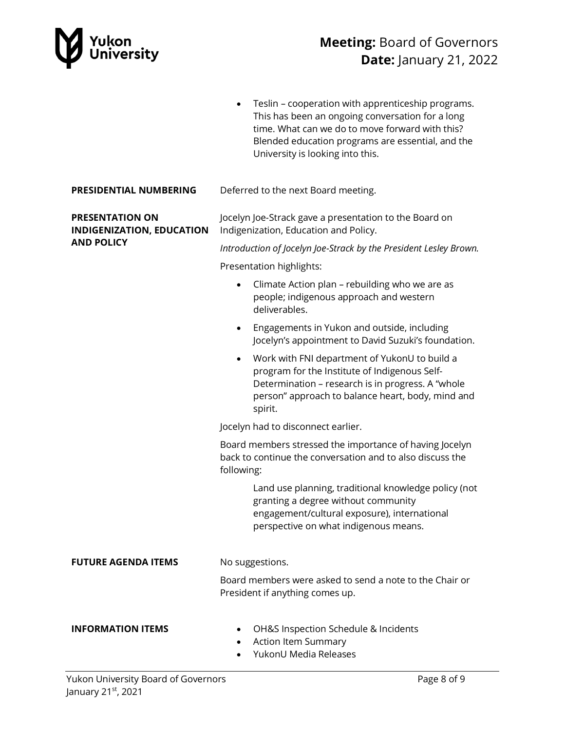- Teslin – cooperation with apprenticeship programs. This has been an ongoing conversation for a long time. What can we do to move forward with this? Blended education programs are essential, and the University is looking into this.

**PRESIDENTIAL NUMBERING**

Deferred to the next Board meeting.

**PRESENTATION ON INDIGENIZATION, EDUCATION AND POLICY**

Jocelyn Joe-Strack gave a presentation to the Board on Indigenization, Education and Policy.

*Introduction of Jocelyn Joe-Strack by the President Lesley Brown.*

Presentation highlights:

- Climate Action plan – rebuilding who we are as people; indigenous approach and western deliverables.
- Engagements in Yukon and outside, including Jocelyn's appointment to David Suzuki's foundation.
- Work with FNI department of YukonU to build a program for the Institute of Indigenous Self-Determination – research is in progress. A "whole person" approach to balance heart, body, mind and spirit.

Jocelyn had to disconnect earlier.

Board members stressed the importance of having Jocelyn back to continue the conversation and to also discuss the following:

Land use planning, traditional knowledge policy (not granting a degree without community engagement/cultural exposure), international perspective on what indigenous means.

**FUTURE AGENDA ITEMS**

No suggestions.

Board members were asked to send a note to the Chair or President if anything comes up.

**INFORMATION ITEMS**

- OH&S Inspection Schedule & Incidents
- Action Item Summary
- YukonU Media Releases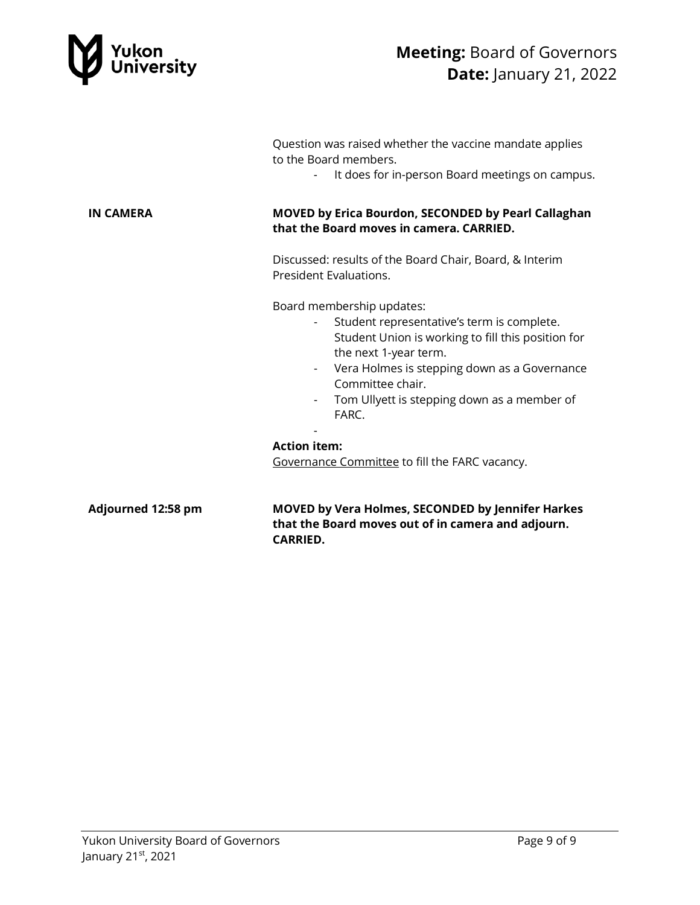Question was raised whether the vaccine mandate applies to the Board members.

- It does for in-person Board meetings on campus.

**IN CAMERA**

**MOVED by Erica Bourdon, SECONDED by Pearl Callaghan that the Board moves in camera. CARRIED.**

Discussed: results of the Board Chair, Board, & Interim President Evaluations.

Board membership updates:

- Student representative's term is complete. Student Union is working to fill this position for the next 1-year term.
- Vera Holmes is stepping down as a Governance Committee chair.
- Tom Ullyett is stepping down as a member of FARC.
-

**Action item:**
Governance Committee to fill the FARC vacancy.

**Adjourned 12:58 pm**

**MOVED by Vera Holmes, SECONDED by Jennifer Harkes that the Board moves out of in camera and adjourn. CARRIED.**